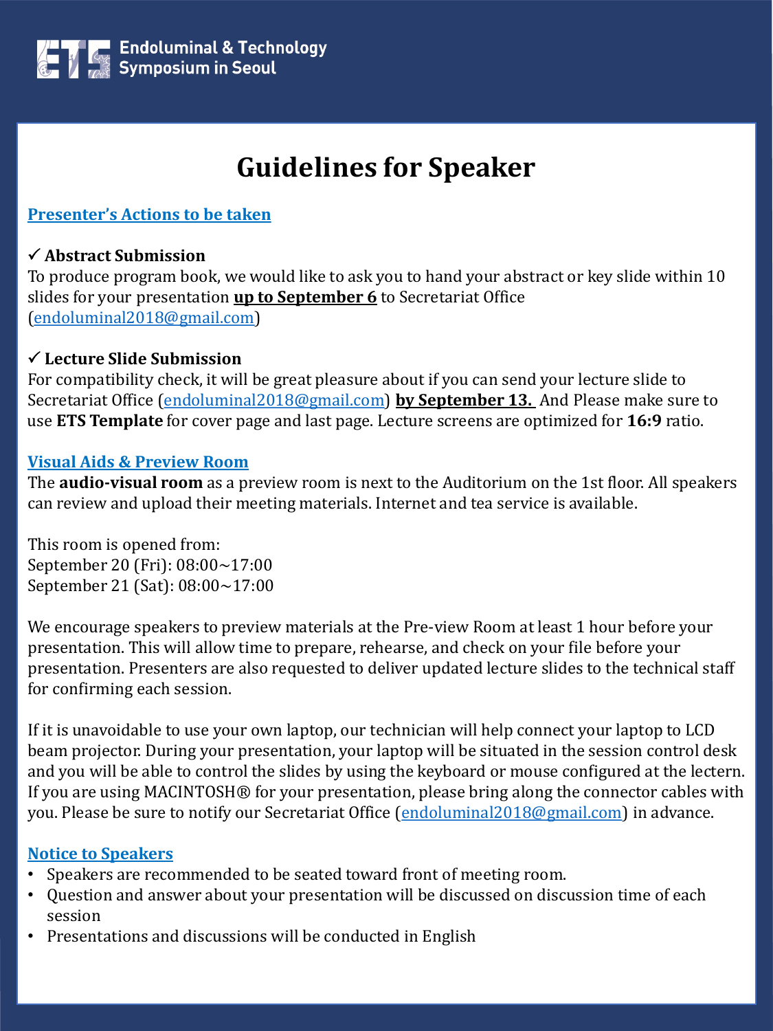Endoluminal & Technology Symposium in Seoul

# Guidelines for Speaker

## Presenter's Actions to be taken

✓ **Abstract Submission**

To produce program book, we would like to ask you to hand your abstract or key slide within 10 slides for your presentation **up to September 6** to Secretariat Office (endoluminal2018@gmail.com)

✓ **Lecture Slide Submission**

For compatibility check, it will be great pleasure about if you can send your lecture slide to Secretariat Office (endoluminal2018@gmail.com) **by September 13.** And Please make sure to use **ETS Template** for cover page and last page. Lecture screens are optimized for **16:9** ratio.

## Visual Aids & Preview Room

The **audio-visual room** as a preview room is next to the Auditorium on the 1st floor. All speakers can review and upload their meeting materials. Internet and tea service is available.

This room is opened from:
September 20 (Fri): 08:00~17:00
September 21 (Sat): 08:00~17:00

We encourage speakers to preview materials at the Pre-view Room at least 1 hour before your presentation. This will allow time to prepare, rehearse, and check on your file before your presentation. Presenters are also requested to deliver updated lecture slides to the technical staff for confirming each session.

If it is unavoidable to use your own laptop, our technician will help connect your laptop to LCD beam projector. During your presentation, your laptop will be situated in the session control desk and you will be able to control the slides by using the keyboard or mouse configured at the lectern. If you are using MACINTOSH® for your presentation, please bring along the connector cables with you. Please be sure to notify our Secretariat Office (endoluminal2018@gmail.com) in advance.

## Notice to Speakers

- Speakers are recommended to be seated toward front of meeting room.
- Question and answer about your presentation will be discussed on discussion time of each session
- Presentations and discussions will be conducted in English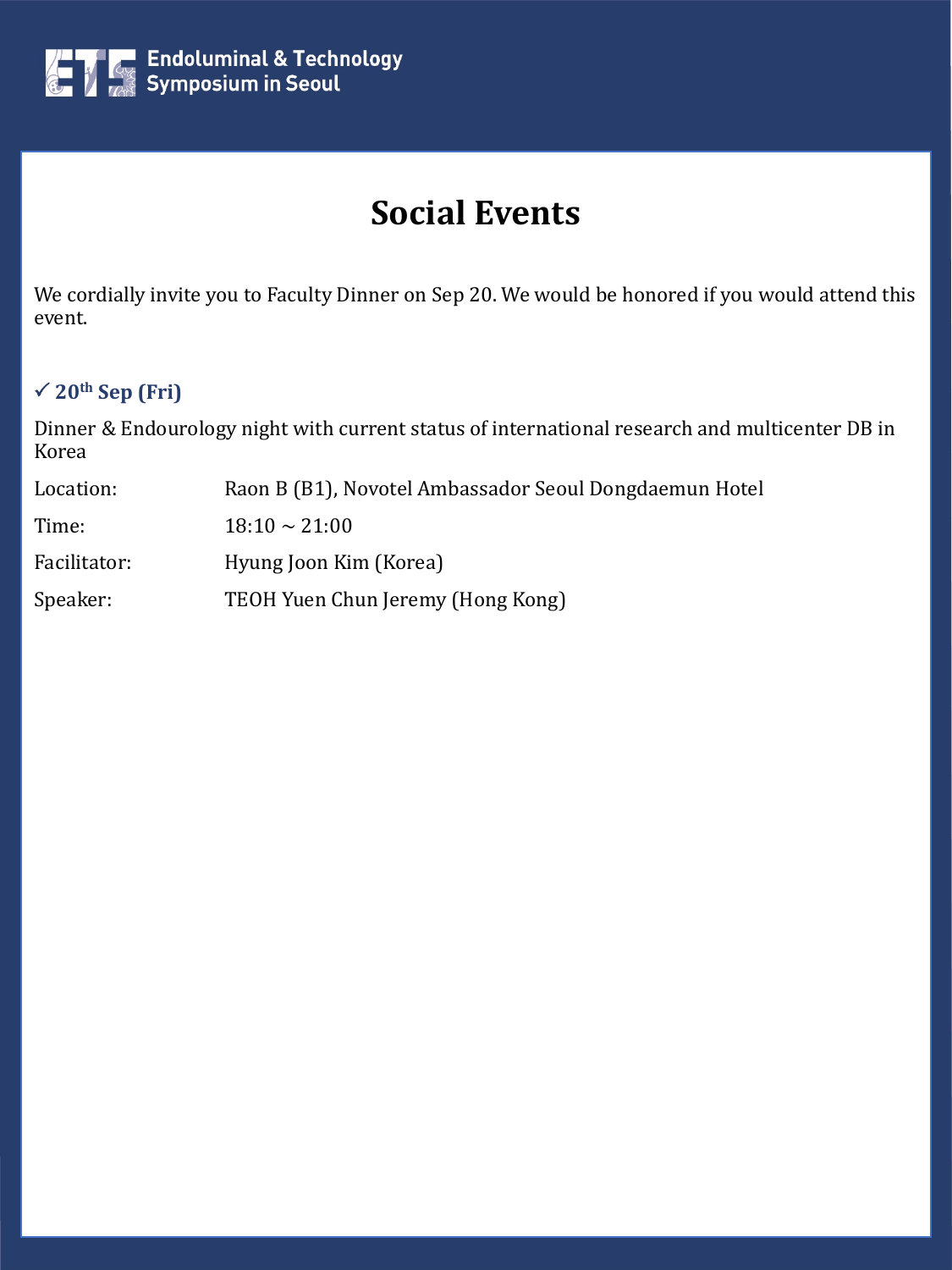Endoluminal & Technology Symposium in Seoul

# Social Events

We cordially invite you to Faculty Dinner on Sep 20. We would be honored if you would attend this event.

### ✓ 20th Sep (Fri)

Dinner & Endourology night with current status of international research and multicenter DB in Korea

| | |
|---|---|
| Location: | Raon B (B1), Novotel Ambassador Seoul Dongdaemun Hotel |
| Time: | 18:10 ~ 21:00 |
| Facilitator: | Hyung Joon Kim (Korea) |
| Speaker: | TEOH Yuen Chun Jeremy (Hong Kong) |